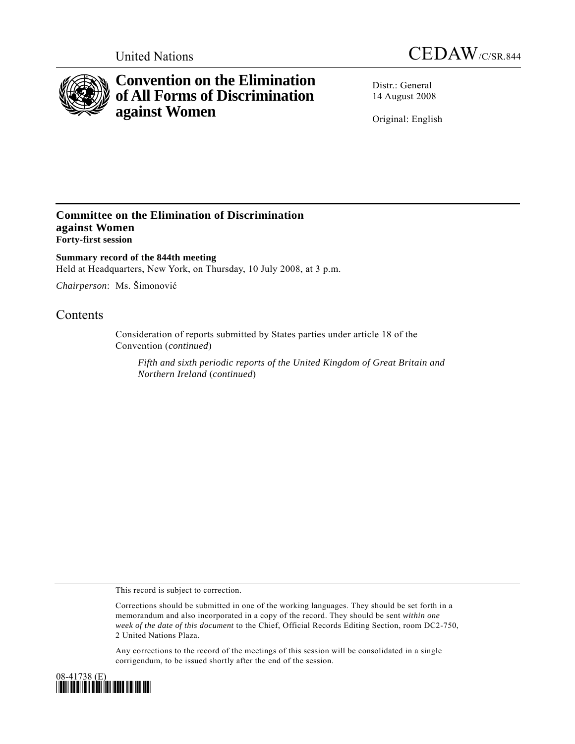United Nations

# CEDAW/C/SR.844

# Convention on the Elimination of All Forms of Discrimination against Women

Distr.: General
14 August 2008

Original: English

## Committee on the Elimination of Discrimination against Women
**Forty-first session**

**Summary record of the 844th meeting**
Held at Headquarters, New York, on Thursday, 10 July 2008, at 3 p.m.

*Chairperson*: Ms. Šimonović

## Contents

Consideration of reports submitted by States parties under article 18 of the Convention (*continued*)

*Fifth and sixth periodic reports of the United Kingdom of Great Britain and Northern Ireland* (*continued*)

This record is subject to correction.

Corrections should be submitted in one of the working languages. They should be set forth in a memorandum and also incorporated in a copy of the record. They should be sent *within one week of the date of this document* to the Chief, Official Records Editing Section, room DC2-750, 2 United Nations Plaza.

Any corrections to the record of the meetings of this session will be consolidated in a single corrigendum, to be issued shortly after the end of the session.

08-41738 (E)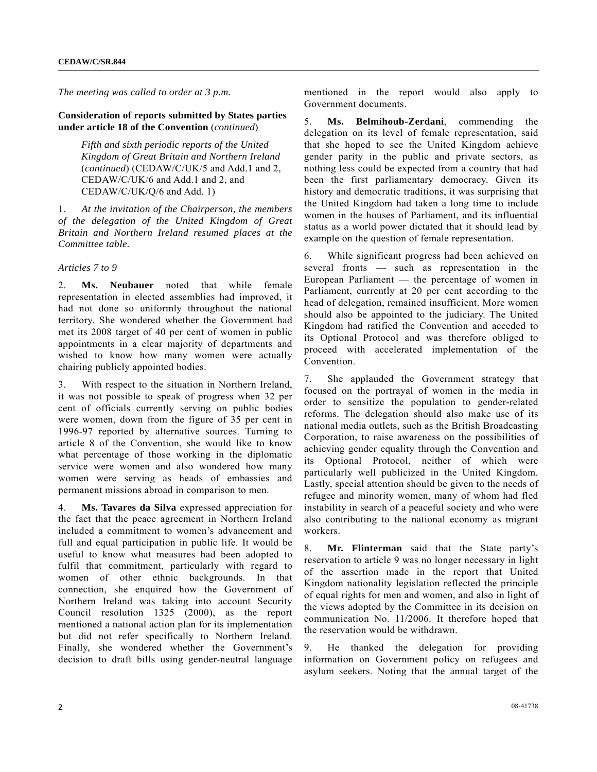*The meeting was called to order at 3 p.m.*

**Consideration of reports submitted by States parties under article 18 of the Convention** (*continued*)

*Fifth and sixth periodic reports of the United Kingdom of Great Britain and Northern Ireland* (*continued*) (CEDAW/C/UK/5 and Add.1 and 2, CEDAW/C/UK/6 and Add.1 and 2, and CEDAW/C/UK/Q/6 and Add. 1)

1. *At the invitation of the Chairperson, the members of the delegation of the United Kingdom of Great Britain and Northern Ireland resumed places at the Committee table.*

*Articles 7 to 9*

2. **Ms. Neubauer** noted that while female representation in elected assemblies had improved, it had not done so uniformly throughout the national territory. She wondered whether the Government had met its 2008 target of 40 per cent of women in public appointments in a clear majority of departments and wished to know how many women were actually chairing publicly appointed bodies.

3. With respect to the situation in Northern Ireland, it was not possible to speak of progress when 32 per cent of officials currently serving on public bodies were women, down from the figure of 35 per cent in 1996-97 reported by alternative sources. Turning to article 8 of the Convention, she would like to know what percentage of those working in the diplomatic service were women and also wondered how many women were serving as heads of embassies and permanent missions abroad in comparison to men.

4. **Ms. Tavares da Silva** expressed appreciation for the fact that the peace agreement in Northern Ireland included a commitment to women's advancement and full and equal participation in public life. It would be useful to know what measures had been adopted to fulfil that commitment, particularly with regard to women of other ethnic backgrounds. In that connection, she enquired how the Government of Northern Ireland was taking into account Security Council resolution 1325 (2000), as the report mentioned a national action plan for its implementation but did not refer specifically to Northern Ireland. Finally, she wondered whether the Government's decision to draft bills using gender-neutral language mentioned in the report would also apply to Government documents.

5. **Ms. Belmihoub-Zerdani**, commending the delegation on its level of female representation, said that she hoped to see the United Kingdom achieve gender parity in the public and private sectors, as nothing less could be expected from a country that had been the first parliamentary democracy. Given its history and democratic traditions, it was surprising that the United Kingdom had taken a long time to include women in the houses of Parliament, and its influential status as a world power dictated that it should lead by example on the question of female representation.

6. While significant progress had been achieved on several fronts — such as representation in the European Parliament — the percentage of women in Parliament, currently at 20 per cent according to the head of delegation, remained insufficient. More women should also be appointed to the judiciary. The United Kingdom had ratified the Convention and acceded to its Optional Protocol and was therefore obliged to proceed with accelerated implementation of the Convention.

7. She applauded the Government strategy that focused on the portrayal of women in the media in order to sensitize the population to gender-related reforms. The delegation should also make use of its national media outlets, such as the British Broadcasting Corporation, to raise awareness on the possibilities of achieving gender equality through the Convention and its Optional Protocol, neither of which were particularly well publicized in the United Kingdom. Lastly, special attention should be given to the needs of refugee and minority women, many of whom had fled instability in search of a peaceful society and who were also contributing to the national economy as migrant workers.

8. **Mr. Flinterman** said that the State party's reservation to article 9 was no longer necessary in light of the assertion made in the report that United Kingdom nationality legislation reflected the principle of equal rights for men and women, and also in light of the views adopted by the Committee in its decision on communication No. 11/2006. It therefore hoped that the reservation would be withdrawn.

9. He thanked the delegation for providing information on Government policy on refugees and asylum seekers. Noting that the annual target of the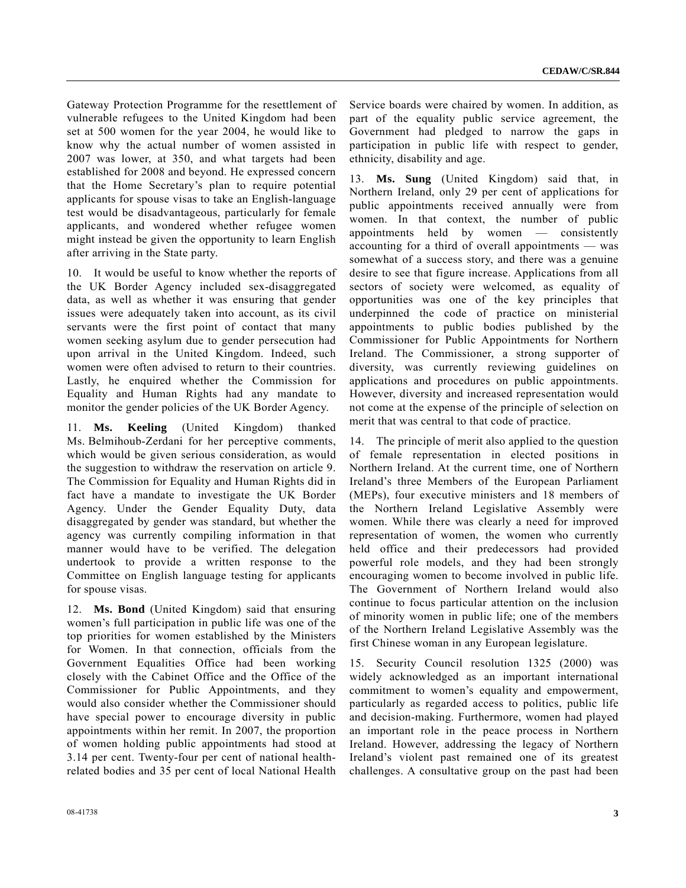Gateway Protection Programme for the resettlement of vulnerable refugees to the United Kingdom had been set at 500 women for the year 2004, he would like to know why the actual number of women assisted in 2007 was lower, at 350, and what targets had been established for 2008 and beyond. He expressed concern that the Home Secretary's plan to require potential applicants for spouse visas to take an English-language test would be disadvantageous, particularly for female applicants, and wondered whether refugee women might instead be given the opportunity to learn English after arriving in the State party.

10. It would be useful to know whether the reports of the UK Border Agency included sex-disaggregated data, as well as whether it was ensuring that gender issues were adequately taken into account, as its civil servants were the first point of contact that many women seeking asylum due to gender persecution had upon arrival in the United Kingdom. Indeed, such women were often advised to return to their countries. Lastly, he enquired whether the Commission for Equality and Human Rights had any mandate to monitor the gender policies of the UK Border Agency.

11. **Ms. Keeling** (United Kingdom) thanked Ms. Belmihoub-Zerdani for her perceptive comments, which would be given serious consideration, as would the suggestion to withdraw the reservation on article 9. The Commission for Equality and Human Rights did in fact have a mandate to investigate the UK Border Agency. Under the Gender Equality Duty, data disaggregated by gender was standard, but whether the agency was currently compiling information in that manner would have to be verified. The delegation undertook to provide a written response to the Committee on English language testing for applicants for spouse visas.

12. **Ms. Bond** (United Kingdom) said that ensuring women's full participation in public life was one of the top priorities for women established by the Ministers for Women. In that connection, officials from the Government Equalities Office had been working closely with the Cabinet Office and the Office of the Commissioner for Public Appointments, and they would also consider whether the Commissioner should have special power to encourage diversity in public appointments within her remit. In 2007, the proportion of women holding public appointments had stood at 3.14 per cent. Twenty-four per cent of national health-related bodies and 35 per cent of local National Health Service boards were chaired by women. In addition, as part of the equality public service agreement, the Government had pledged to narrow the gaps in participation in public life with respect to gender, ethnicity, disability and age.

13. **Ms. Sung** (United Kingdom) said that, in Northern Ireland, only 29 per cent of applications for public appointments received annually were from women. In that context, the number of public appointments held by women — consistently accounting for a third of overall appointments — was somewhat of a success story, and there was a genuine desire to see that figure increase. Applications from all sectors of society were welcomed, as equality of opportunities was one of the key principles that underpinned the code of practice on ministerial appointments to public bodies published by the Commissioner for Public Appointments for Northern Ireland. The Commissioner, a strong supporter of diversity, was currently reviewing guidelines on applications and procedures on public appointments. However, diversity and increased representation would not come at the expense of the principle of selection on merit that was central to that code of practice.

14. The principle of merit also applied to the question of female representation in elected positions in Northern Ireland. At the current time, one of Northern Ireland's three Members of the European Parliament (MEPs), four executive ministers and 18 members of the Northern Ireland Legislative Assembly were women. While there was clearly a need for improved representation of women, the women who currently held office and their predecessors had provided powerful role models, and they had been strongly encouraging women to become involved in public life. The Government of Northern Ireland would also continue to focus particular attention on the inclusion of minority women in public life; one of the members of the Northern Ireland Legislative Assembly was the first Chinese woman in any European legislature.

15. Security Council resolution 1325 (2000) was widely acknowledged as an important international commitment to women's equality and empowerment, particularly as regarded access to politics, public life and decision-making. Furthermore, women had played an important role in the peace process in Northern Ireland. However, addressing the legacy of Northern Ireland's violent past remained one of its greatest challenges. A consultative group on the past had been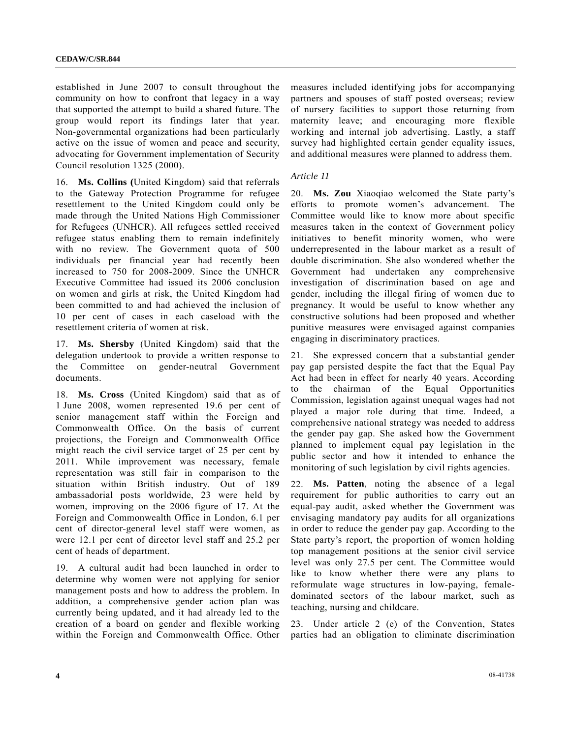established in June 2007 to consult throughout the community on how to confront that legacy in a way that supported the attempt to build a shared future. The group would report its findings later that year. Non-governmental organizations had been particularly active on the issue of women and peace and security, advocating for Government implementation of Security Council resolution 1325 (2000).

16. **Ms. Collins (**United Kingdom) said that referrals to the Gateway Protection Programme for refugee resettlement to the United Kingdom could only be made through the United Nations High Commissioner for Refugees (UNHCR). All refugees settled received refugee status enabling them to remain indefinitely with no review. The Government quota of 500 individuals per financial year had recently been increased to 750 for 2008-2009. Since the UNHCR Executive Committee had issued its 2006 conclusion on women and girls at risk, the United Kingdom had been committed to and had achieved the inclusion of 10 per cent of cases in each caseload with the resettlement criteria of women at risk.

17. **Ms. Shersby** (United Kingdom) said that the delegation undertook to provide a written response to the Committee on gender-neutral Government documents.

18. **Ms. Cross** (United Kingdom) said that as of 1 June 2008, women represented 19.6 per cent of senior management staff within the Foreign and Commonwealth Office. On the basis of current projections, the Foreign and Commonwealth Office might reach the civil service target of 25 per cent by 2011. While improvement was necessary, female representation was still fair in comparison to the situation within British industry. Out of 189 ambassadorial posts worldwide, 23 were held by women, improving on the 2006 figure of 17. At the Foreign and Commonwealth Office in London, 6.1 per cent of director-general level staff were women, as were 12.1 per cent of director level staff and 25.2 per cent of heads of department.

19. A cultural audit had been launched in order to determine why women were not applying for senior management posts and how to address the problem. In addition, a comprehensive gender action plan was currently being updated, and it had already led to the creation of a board on gender and flexible working within the Foreign and Commonwealth Office. Other measures included identifying jobs for accompanying partners and spouses of staff posted overseas; review of nursery facilities to support those returning from maternity leave; and encouraging more flexible working and internal job advertising. Lastly, a staff survey had highlighted certain gender equality issues, and additional measures were planned to address them.

*Article 11*

20. **Ms. Zou** Xiaoqiao welcomed the State party's efforts to promote women's advancement. The Committee would like to know more about specific measures taken in the context of Government policy initiatives to benefit minority women, who were underrepresented in the labour market as a result of double discrimination. She also wondered whether the Government had undertaken any comprehensive investigation of discrimination based on age and gender, including the illegal firing of women due to pregnancy. It would be useful to know whether any constructive solutions had been proposed and whether punitive measures were envisaged against companies engaging in discriminatory practices.

21. She expressed concern that a substantial gender pay gap persisted despite the fact that the Equal Pay Act had been in effect for nearly 40 years. According to the chairman of the Equal Opportunities Commission, legislation against unequal wages had not played a major role during that time. Indeed, a comprehensive national strategy was needed to address the gender pay gap. She asked how the Government planned to implement equal pay legislation in the public sector and how it intended to enhance the monitoring of such legislation by civil rights agencies.

22. **Ms. Patten**, noting the absence of a legal requirement for public authorities to carry out an equal-pay audit, asked whether the Government was envisaging mandatory pay audits for all organizations in order to reduce the gender pay gap. According to the State party's report, the proportion of women holding top management positions at the senior civil service level was only 27.5 per cent. The Committee would like to know whether there were any plans to reformulate wage structures in low-paying, female-dominated sectors of the labour market, such as teaching, nursing and childcare.

23. Under article 2 (e) of the Convention, States parties had an obligation to eliminate discrimination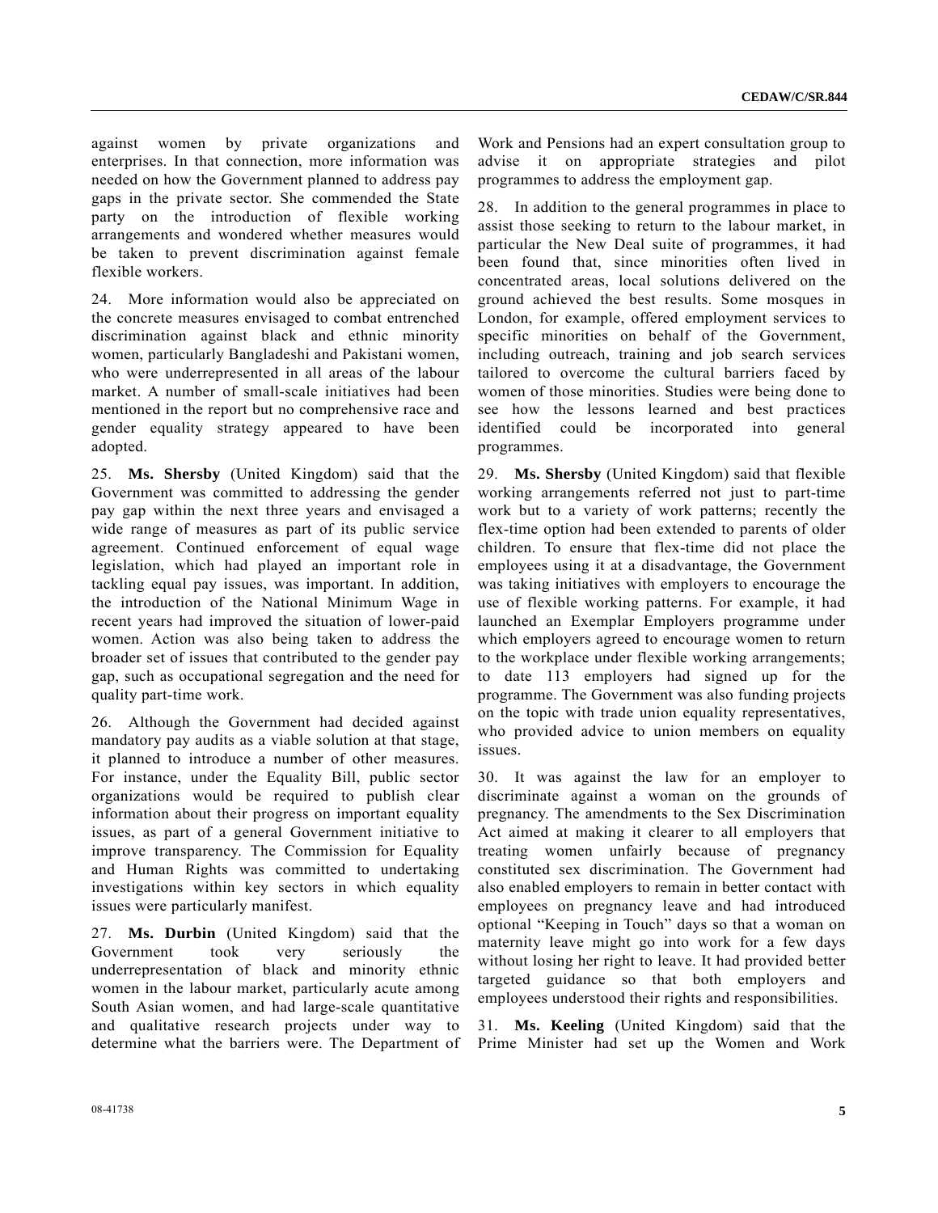against women by private organizations and enterprises. In that connection, more information was needed on how the Government planned to address pay gaps in the private sector. She commended the State party on the introduction of flexible working arrangements and wondered whether measures would be taken to prevent discrimination against female flexible workers.

24. More information would also be appreciated on the concrete measures envisaged to combat entrenched discrimination against black and ethnic minority women, particularly Bangladeshi and Pakistani women, who were underrepresented in all areas of the labour market. A number of small-scale initiatives had been mentioned in the report but no comprehensive race and gender equality strategy appeared to have been adopted.

25. **Ms. Shersby** (United Kingdom) said that the Government was committed to addressing the gender pay gap within the next three years and envisaged a wide range of measures as part of its public service agreement. Continued enforcement of equal wage legislation, which had played an important role in tackling equal pay issues, was important. In addition, the introduction of the National Minimum Wage in recent years had improved the situation of lower-paid women. Action was also being taken to address the broader set of issues that contributed to the gender pay gap, such as occupational segregation and the need for quality part-time work.

26. Although the Government had decided against mandatory pay audits as a viable solution at that stage, it planned to introduce a number of other measures. For instance, under the Equality Bill, public sector organizations would be required to publish clear information about their progress on important equality issues, as part of a general Government initiative to improve transparency. The Commission for Equality and Human Rights was committed to undertaking investigations within key sectors in which equality issues were particularly manifest.

27. **Ms. Durbin** (United Kingdom) said that the Government took very seriously the underrepresentation of black and minority ethnic women in the labour market, particularly acute among South Asian women, and had large-scale quantitative and qualitative research projects under way to determine what the barriers were. The Department of Work and Pensions had an expert consultation group to advise it on appropriate strategies and pilot programmes to address the employment gap.

28. In addition to the general programmes in place to assist those seeking to return to the labour market, in particular the New Deal suite of programmes, it had been found that, since minorities often lived in concentrated areas, local solutions delivered on the ground achieved the best results. Some mosques in London, for example, offered employment services to specific minorities on behalf of the Government, including outreach, training and job search services tailored to overcome the cultural barriers faced by women of those minorities. Studies were being done to see how the lessons learned and best practices identified could be incorporated into general programmes.

29. **Ms. Shersby** (United Kingdom) said that flexible working arrangements referred not just to part-time work but to a variety of work patterns; recently the flex-time option had been extended to parents of older children. To ensure that flex-time did not place the employees using it at a disadvantage, the Government was taking initiatives with employers to encourage the use of flexible working patterns. For example, it had launched an Exemplar Employers programme under which employers agreed to encourage women to return to the workplace under flexible working arrangements; to date 113 employers had signed up for the programme. The Government was also funding projects on the topic with trade union equality representatives, who provided advice to union members on equality issues.

30. It was against the law for an employer to discriminate against a woman on the grounds of pregnancy. The amendments to the Sex Discrimination Act aimed at making it clearer to all employers that treating women unfairly because of pregnancy constituted sex discrimination. The Government had also enabled employers to remain in better contact with employees on pregnancy leave and had introduced optional "Keeping in Touch" days so that a woman on maternity leave might go into work for a few days without losing her right to leave. It had provided better targeted guidance so that both employers and employees understood their rights and responsibilities.

31. **Ms. Keeling** (United Kingdom) said that the Prime Minister had set up the Women and Work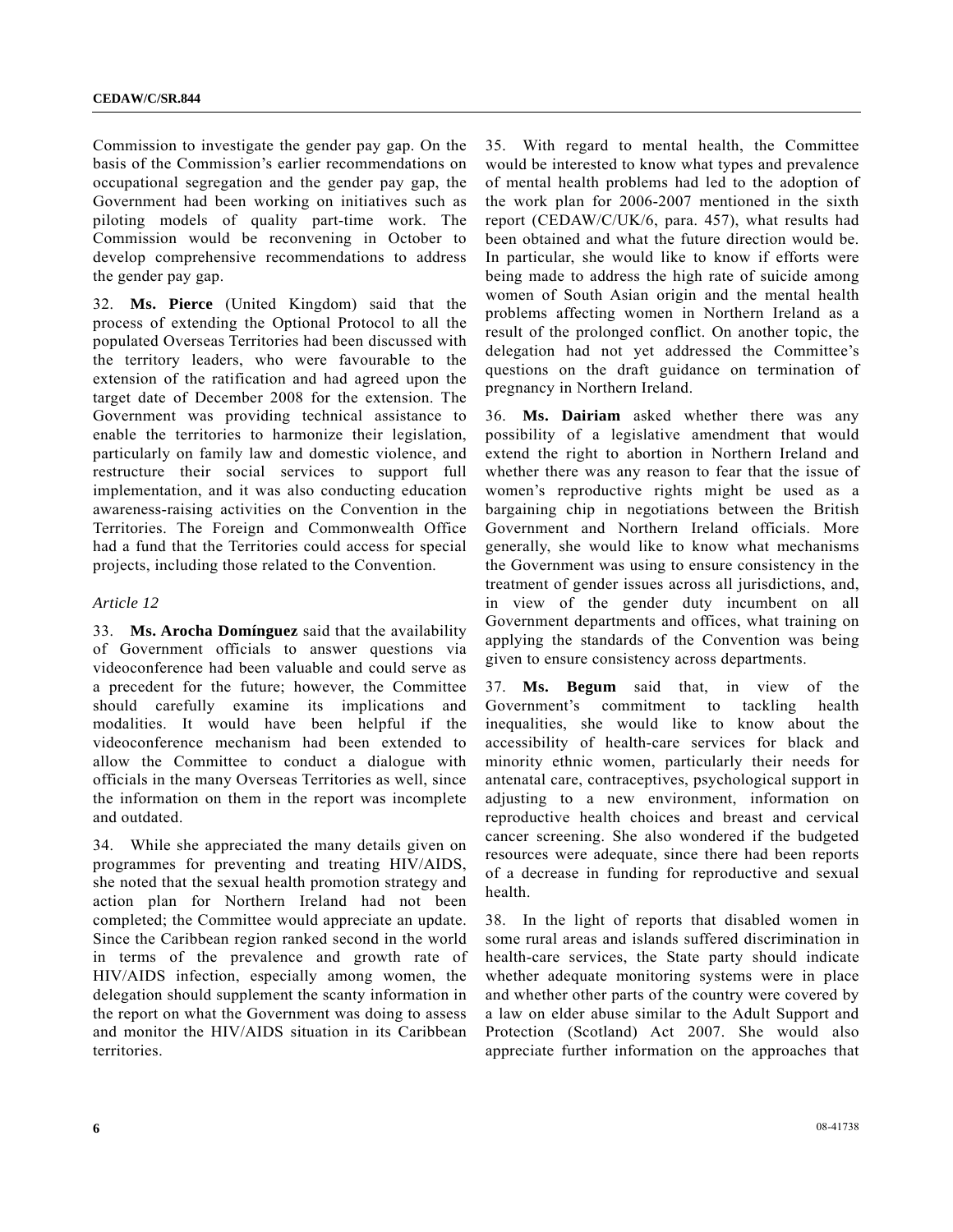Commission to investigate the gender pay gap. On the basis of the Commission's earlier recommendations on occupational segregation and the gender pay gap, the Government had been working on initiatives such as piloting models of quality part-time work. The Commission would be reconvening in October to develop comprehensive recommendations to address the gender pay gap.

32. **Ms. Pierce** (United Kingdom) said that the process of extending the Optional Protocol to all the populated Overseas Territories had been discussed with the territory leaders, who were favourable to the extension of the ratification and had agreed upon the target date of December 2008 for the extension. The Government was providing technical assistance to enable the territories to harmonize their legislation, particularly on family law and domestic violence, and restructure their social services to support full implementation, and it was also conducting education awareness-raising activities on the Convention in the Territories. The Foreign and Commonwealth Office had a fund that the Territories could access for special projects, including those related to the Convention.

*Article 12*

33. **Ms. Arocha Domínguez** said that the availability of Government officials to answer questions via videoconference had been valuable and could serve as a precedent for the future; however, the Committee should carefully examine its implications and modalities. It would have been helpful if the videoconference mechanism had been extended to allow the Committee to conduct a dialogue with officials in the many Overseas Territories as well, since the information on them in the report was incomplete and outdated.

34. While she appreciated the many details given on programmes for preventing and treating HIV/AIDS, she noted that the sexual health promotion strategy and action plan for Northern Ireland had not been completed; the Committee would appreciate an update. Since the Caribbean region ranked second in the world in terms of the prevalence and growth rate of HIV/AIDS infection, especially among women, the delegation should supplement the scanty information in the report on what the Government was doing to assess and monitor the HIV/AIDS situation in its Caribbean territories.

35. With regard to mental health, the Committee would be interested to know what types and prevalence of mental health problems had led to the adoption of the work plan for 2006-2007 mentioned in the sixth report (CEDAW/C/UK/6, para. 457), what results had been obtained and what the future direction would be. In particular, she would like to know if efforts were being made to address the high rate of suicide among women of South Asian origin and the mental health problems affecting women in Northern Ireland as a result of the prolonged conflict. On another topic, the delegation had not yet addressed the Committee's questions on the draft guidance on termination of pregnancy in Northern Ireland.

36. **Ms. Dairiam** asked whether there was any possibility of a legislative amendment that would extend the right to abortion in Northern Ireland and whether there was any reason to fear that the issue of women's reproductive rights might be used as a bargaining chip in negotiations between the British Government and Northern Ireland officials. More generally, she would like to know what mechanisms the Government was using to ensure consistency in the treatment of gender issues across all jurisdictions, and, in view of the gender duty incumbent on all Government departments and offices, what training on applying the standards of the Convention was being given to ensure consistency across departments.

37. **Ms. Begum** said that, in view of the Government's commitment to tackling health inequalities, she would like to know about the accessibility of health-care services for black and minority ethnic women, particularly their needs for antenatal care, contraceptives, psychological support in adjusting to a new environment, information on reproductive health choices and breast and cervical cancer screening. She also wondered if the budgeted resources were adequate, since there had been reports of a decrease in funding for reproductive and sexual health.

38. In the light of reports that disabled women in some rural areas and islands suffered discrimination in health-care services, the State party should indicate whether adequate monitoring systems were in place and whether other parts of the country were covered by a law on elder abuse similar to the Adult Support and Protection (Scotland) Act 2007. She would also appreciate further information on the approaches that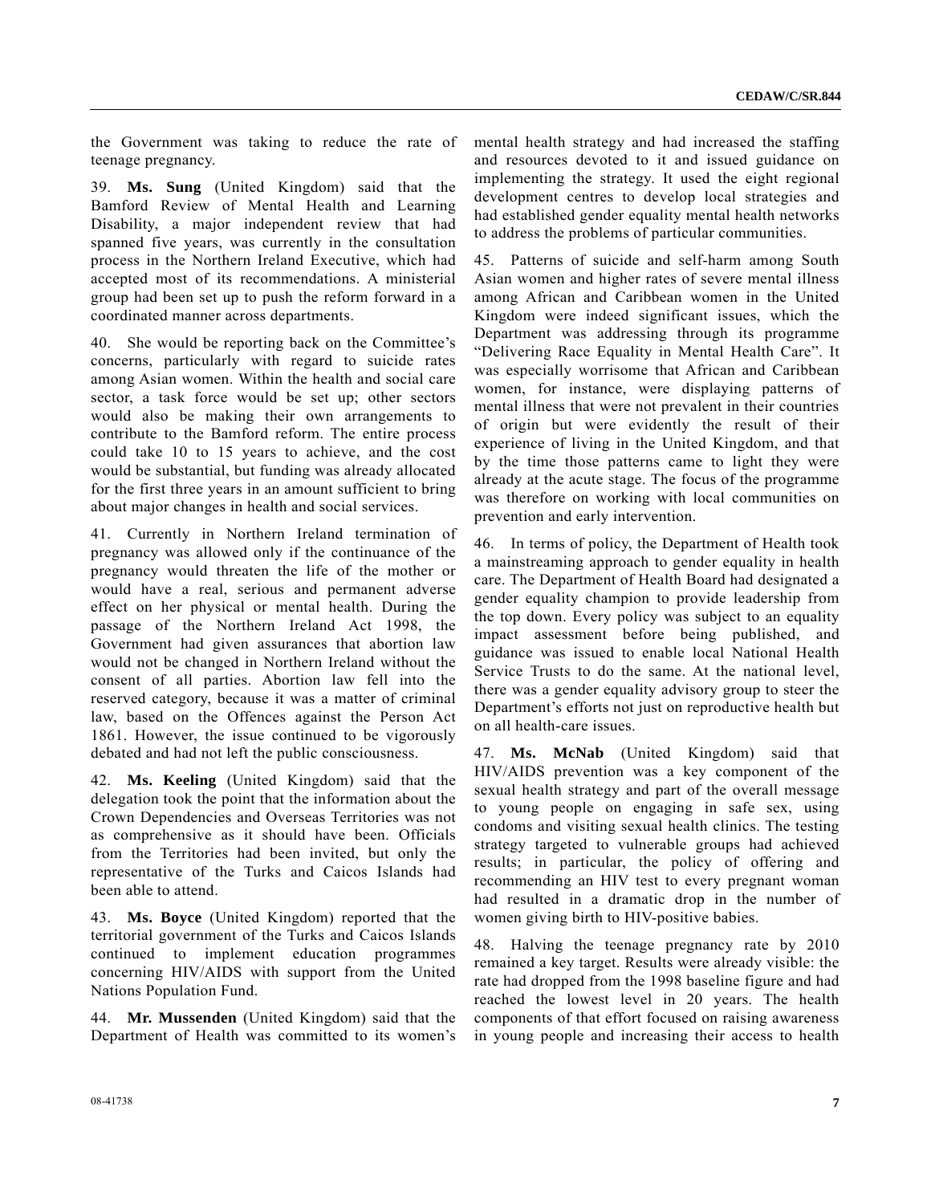the Government was taking to reduce the rate of teenage pregnancy.

39. **Ms. Sung** (United Kingdom) said that the Bamford Review of Mental Health and Learning Disability, a major independent review that had spanned five years, was currently in the consultation process in the Northern Ireland Executive, which had accepted most of its recommendations. A ministerial group had been set up to push the reform forward in a coordinated manner across departments.

40. She would be reporting back on the Committee's concerns, particularly with regard to suicide rates among Asian women. Within the health and social care sector, a task force would be set up; other sectors would also be making their own arrangements to contribute to the Bamford reform. The entire process could take 10 to 15 years to achieve, and the cost would be substantial, but funding was already allocated for the first three years in an amount sufficient to bring about major changes in health and social services.

41. Currently in Northern Ireland termination of pregnancy was allowed only if the continuance of the pregnancy would threaten the life of the mother or would have a real, serious and permanent adverse effect on her physical or mental health. During the passage of the Northern Ireland Act 1998, the Government had given assurances that abortion law would not be changed in Northern Ireland without the consent of all parties. Abortion law fell into the reserved category, because it was a matter of criminal law, based on the Offences against the Person Act 1861. However, the issue continued to be vigorously debated and had not left the public consciousness.

42. **Ms. Keeling** (United Kingdom) said that the delegation took the point that the information about the Crown Dependencies and Overseas Territories was not as comprehensive as it should have been. Officials from the Territories had been invited, but only the representative of the Turks and Caicos Islands had been able to attend.

43. **Ms. Boyce** (United Kingdom) reported that the territorial government of the Turks and Caicos Islands continued to implement education programmes concerning HIV/AIDS with support from the United Nations Population Fund.

44. **Mr. Mussenden** (United Kingdom) said that the Department of Health was committed to its women's mental health strategy and had increased the staffing and resources devoted to it and issued guidance on implementing the strategy. It used the eight regional development centres to develop local strategies and had established gender equality mental health networks to address the problems of particular communities.

45. Patterns of suicide and self-harm among South Asian women and higher rates of severe mental illness among African and Caribbean women in the United Kingdom were indeed significant issues, which the Department was addressing through its programme "Delivering Race Equality in Mental Health Care". It was especially worrisome that African and Caribbean women, for instance, were displaying patterns of mental illness that were not prevalent in their countries of origin but were evidently the result of their experience of living in the United Kingdom, and that by the time those patterns came to light they were already at the acute stage. The focus of the programme was therefore on working with local communities on prevention and early intervention.

46. In terms of policy, the Department of Health took a mainstreaming approach to gender equality in health care. The Department of Health Board had designated a gender equality champion to provide leadership from the top down. Every policy was subject to an equality impact assessment before being published, and guidance was issued to enable local National Health Service Trusts to do the same. At the national level, there was a gender equality advisory group to steer the Department's efforts not just on reproductive health but on all health-care issues.

47. **Ms. McNab** (United Kingdom) said that HIV/AIDS prevention was a key component of the sexual health strategy and part of the overall message to young people on engaging in safe sex, using condoms and visiting sexual health clinics. The testing strategy targeted to vulnerable groups had achieved results; in particular, the policy of offering and recommending an HIV test to every pregnant woman had resulted in a dramatic drop in the number of women giving birth to HIV-positive babies.

48. Halving the teenage pregnancy rate by 2010 remained a key target. Results were already visible: the rate had dropped from the 1998 baseline figure and had reached the lowest level in 20 years. The health components of that effort focused on raising awareness in young people and increasing their access to health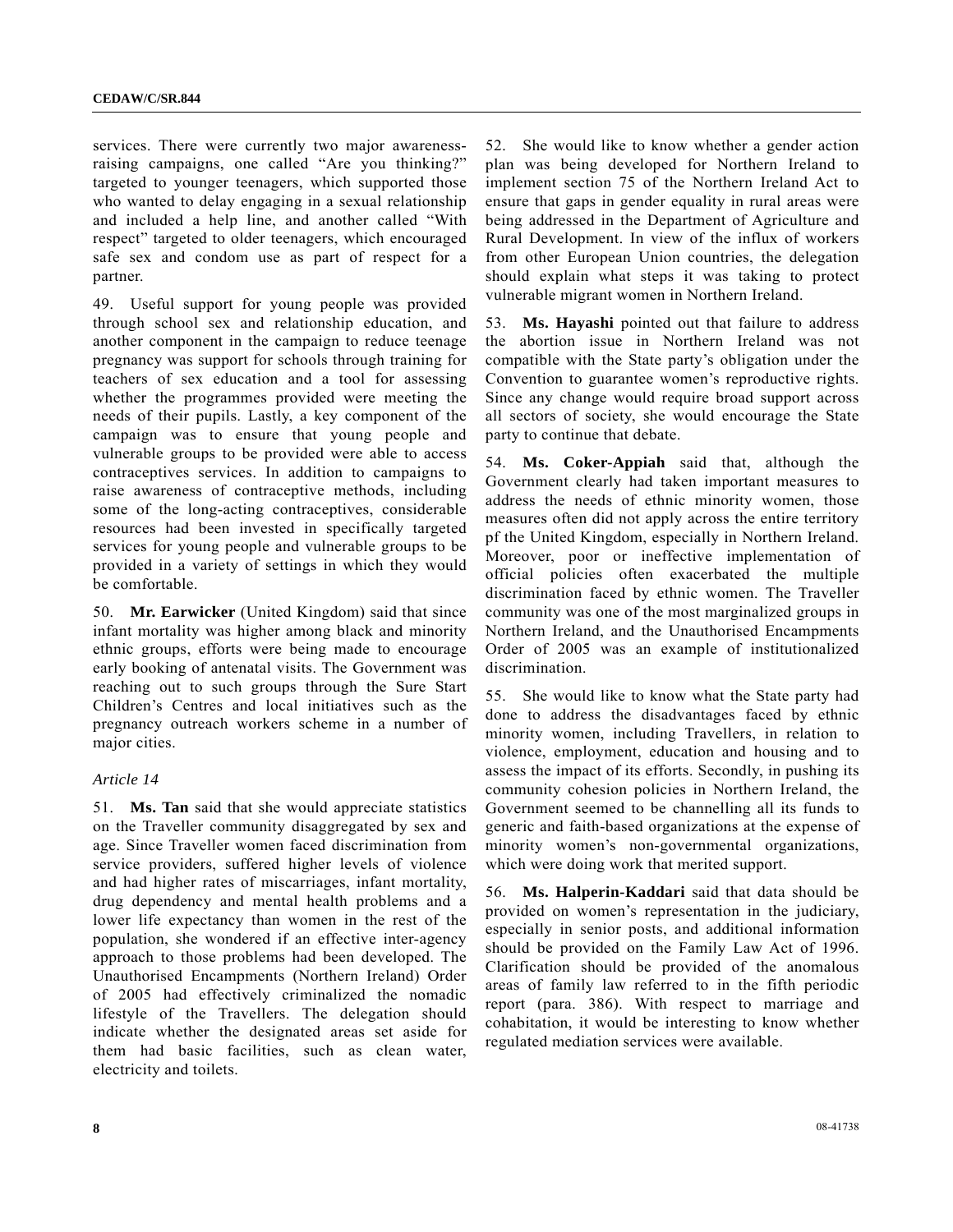services. There were currently two major awareness-raising campaigns, one called "Are you thinking?" targeted to younger teenagers, which supported those who wanted to delay engaging in a sexual relationship and included a help line, and another called "With respect" targeted to older teenagers, which encouraged safe sex and condom use as part of respect for a partner.

49. Useful support for young people was provided through school sex and relationship education, and another component in the campaign to reduce teenage pregnancy was support for schools through training for teachers of sex education and a tool for assessing whether the programmes provided were meeting the needs of their pupils. Lastly, a key component of the campaign was to ensure that young people and vulnerable groups to be provided were able to access contraceptives services. In addition to campaigns to raise awareness of contraceptive methods, including some of the long-acting contraceptives, considerable resources had been invested in specifically targeted services for young people and vulnerable groups to be provided in a variety of settings in which they would be comfortable.

50. **Mr. Earwicker** (United Kingdom) said that since infant mortality was higher among black and minority ethnic groups, efforts were being made to encourage early booking of antenatal visits. The Government was reaching out to such groups through the Sure Start Children's Centres and local initiatives such as the pregnancy outreach workers scheme in a number of major cities.

*Article 14*

51. **Ms. Tan** said that she would appreciate statistics on the Traveller community disaggregated by sex and age. Since Traveller women faced discrimination from service providers, suffered higher levels of violence and had higher rates of miscarriages, infant mortality, drug dependency and mental health problems and a lower life expectancy than women in the rest of the population, she wondered if an effective inter-agency approach to those problems had been developed. The Unauthorised Encampments (Northern Ireland) Order of 2005 had effectively criminalized the nomadic lifestyle of the Travellers. The delegation should indicate whether the designated areas set aside for them had basic facilities, such as clean water, electricity and toilets.

52. She would like to know whether a gender action plan was being developed for Northern Ireland to implement section 75 of the Northern Ireland Act to ensure that gaps in gender equality in rural areas were being addressed in the Department of Agriculture and Rural Development. In view of the influx of workers from other European Union countries, the delegation should explain what steps it was taking to protect vulnerable migrant women in Northern Ireland.

53. **Ms. Hayashi** pointed out that failure to address the abortion issue in Northern Ireland was not compatible with the State party's obligation under the Convention to guarantee women's reproductive rights. Since any change would require broad support across all sectors of society, she would encourage the State party to continue that debate.

54. **Ms. Coker-Appiah** said that, although the Government clearly had taken important measures to address the needs of ethnic minority women, those measures often did not apply across the entire territory pf the United Kingdom, especially in Northern Ireland. Moreover, poor or ineffective implementation of official policies often exacerbated the multiple discrimination faced by ethnic women. The Traveller community was one of the most marginalized groups in Northern Ireland, and the Unauthorised Encampments Order of 2005 was an example of institutionalized discrimination.

55. She would like to know what the State party had done to address the disadvantages faced by ethnic minority women, including Travellers, in relation to violence, employment, education and housing and to assess the impact of its efforts. Secondly, in pushing its community cohesion policies in Northern Ireland, the Government seemed to be channelling all its funds to generic and faith-based organizations at the expense of minority women's non-governmental organizations, which were doing work that merited support.

56. **Ms. Halperin-Kaddari** said that data should be provided on women's representation in the judiciary, especially in senior posts, and additional information should be provided on the Family Law Act of 1996. Clarification should be provided of the anomalous areas of family law referred to in the fifth periodic report (para. 386). With respect to marriage and cohabitation, it would be interesting to know whether regulated mediation services were available.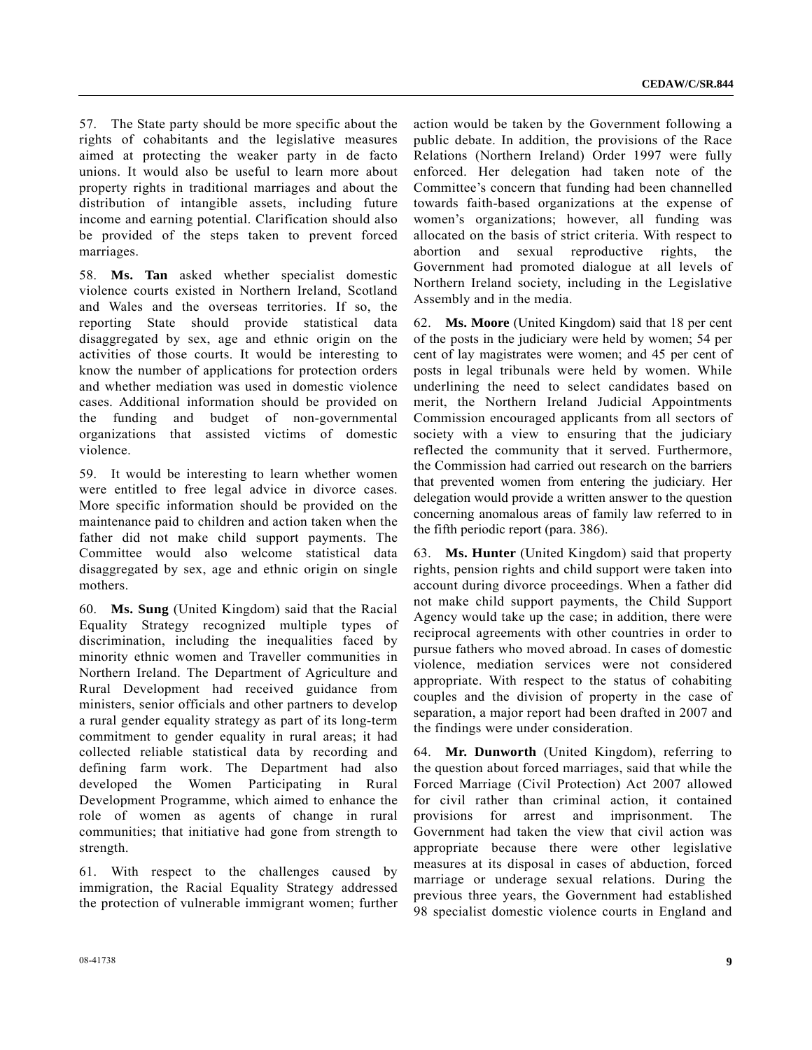57. The State party should be more specific about the rights of cohabitants and the legislative measures aimed at protecting the weaker party in de facto unions. It would also be useful to learn more about property rights in traditional marriages and about the distribution of intangible assets, including future income and earning potential. Clarification should also be provided of the steps taken to prevent forced marriages.

58. **Ms. Tan** asked whether specialist domestic violence courts existed in Northern Ireland, Scotland and Wales and the overseas territories. If so, the reporting State should provide statistical data disaggregated by sex, age and ethnic origin on the activities of those courts. It would be interesting to know the number of applications for protection orders and whether mediation was used in domestic violence cases. Additional information should be provided on the funding and budget of non-governmental organizations that assisted victims of domestic violence.

59. It would be interesting to learn whether women were entitled to free legal advice in divorce cases. More specific information should be provided on the maintenance paid to children and action taken when the father did not make child support payments. The Committee would also welcome statistical data disaggregated by sex, age and ethnic origin on single mothers.

60. **Ms. Sung** (United Kingdom) said that the Racial Equality Strategy recognized multiple types of discrimination, including the inequalities faced by minority ethnic women and Traveller communities in Northern Ireland. The Department of Agriculture and Rural Development had received guidance from ministers, senior officials and other partners to develop a rural gender equality strategy as part of its long-term commitment to gender equality in rural areas; it had collected reliable statistical data by recording and defining farm work. The Department had also developed the Women Participating in Rural Development Programme, which aimed to enhance the role of women as agents of change in rural communities; that initiative had gone from strength to strength.

61. With respect to the challenges caused by immigration, the Racial Equality Strategy addressed the protection of vulnerable immigrant women; further action would be taken by the Government following a public debate. In addition, the provisions of the Race Relations (Northern Ireland) Order 1997 were fully enforced. Her delegation had taken note of the Committee's concern that funding had been channelled towards faith-based organizations at the expense of women's organizations; however, all funding was allocated on the basis of strict criteria. With respect to abortion and sexual reproductive rights, the Government had promoted dialogue at all levels of Northern Ireland society, including in the Legislative Assembly and in the media.

62. **Ms. Moore** (United Kingdom) said that 18 per cent of the posts in the judiciary were held by women; 54 per cent of lay magistrates were women; and 45 per cent of posts in legal tribunals were held by women. While underlining the need to select candidates based on merit, the Northern Ireland Judicial Appointments Commission encouraged applicants from all sectors of society with a view to ensuring that the judiciary reflected the community that it served. Furthermore, the Commission had carried out research on the barriers that prevented women from entering the judiciary. Her delegation would provide a written answer to the question concerning anomalous areas of family law referred to in the fifth periodic report (para. 386).

63. **Ms. Hunter** (United Kingdom) said that property rights, pension rights and child support were taken into account during divorce proceedings. When a father did not make child support payments, the Child Support Agency would take up the case; in addition, there were reciprocal agreements with other countries in order to pursue fathers who moved abroad. In cases of domestic violence, mediation services were not considered appropriate. With respect to the status of cohabiting couples and the division of property in the case of separation, a major report had been drafted in 2007 and the findings were under consideration.

64. **Mr. Dunworth** (United Kingdom), referring to the question about forced marriages, said that while the Forced Marriage (Civil Protection) Act 2007 allowed for civil rather than criminal action, it contained provisions for arrest and imprisonment. The Government had taken the view that civil action was appropriate because there were other legislative measures at its disposal in cases of abduction, forced marriage or underage sexual relations. During the previous three years, the Government had established 98 specialist domestic violence courts in England and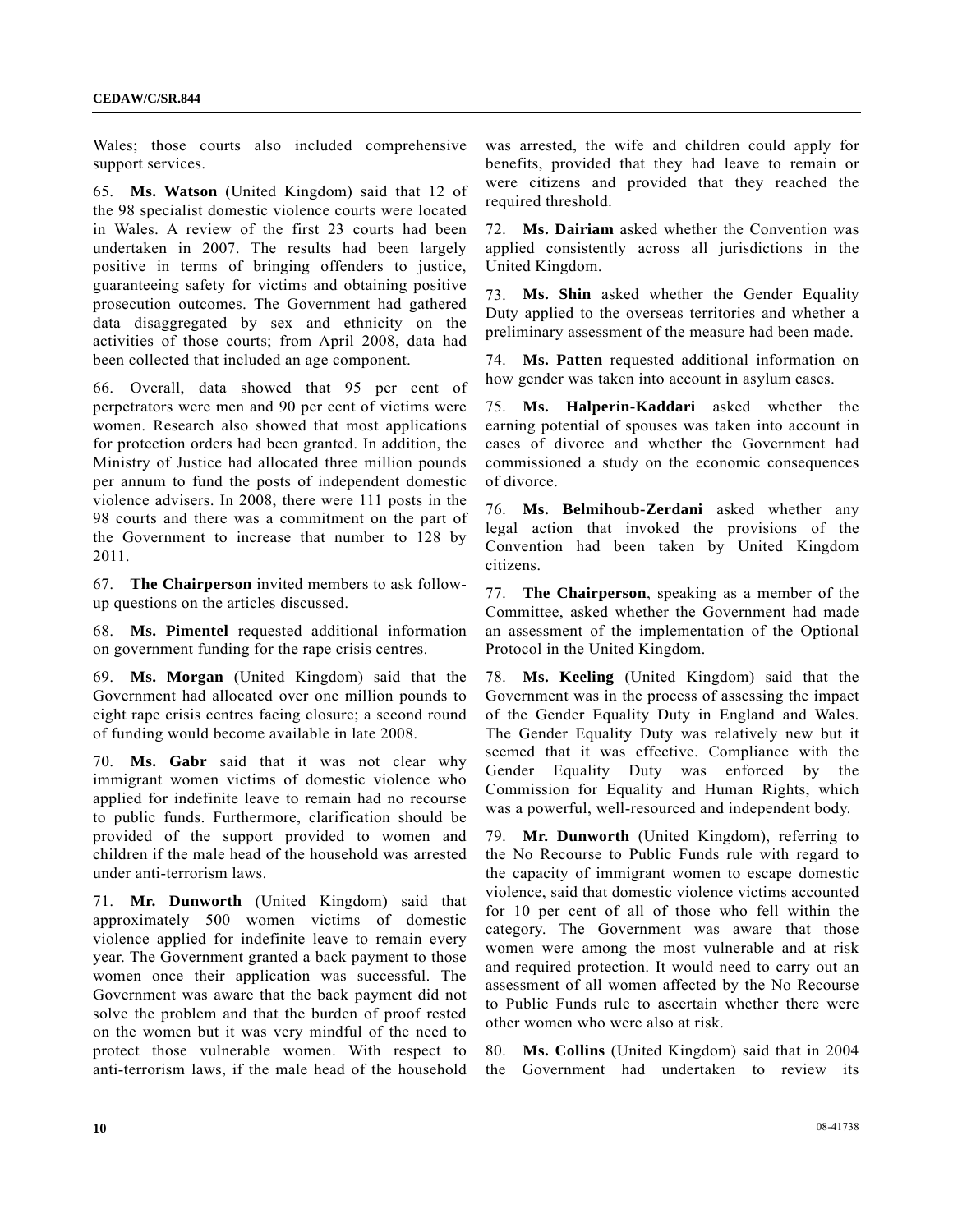Wales; those courts also included comprehensive support services.

65. **Ms. Watson** (United Kingdom) said that 12 of the 98 specialist domestic violence courts were located in Wales. A review of the first 23 courts had been undertaken in 2007. The results had been largely positive in terms of bringing offenders to justice, guaranteeing safety for victims and obtaining positive prosecution outcomes. The Government had gathered data disaggregated by sex and ethnicity on the activities of those courts; from April 2008, data had been collected that included an age component.

66. Overall, data showed that 95 per cent of perpetrators were men and 90 per cent of victims were women. Research also showed that most applications for protection orders had been granted. In addition, the Ministry of Justice had allocated three million pounds per annum to fund the posts of independent domestic violence advisers. In 2008, there were 111 posts in the 98 courts and there was a commitment on the part of the Government to increase that number to 128 by 2011.

67. **The Chairperson** invited members to ask follow-up questions on the articles discussed.

68. **Ms. Pimentel** requested additional information on government funding for the rape crisis centres.

69. **Ms. Morgan** (United Kingdom) said that the Government had allocated over one million pounds to eight rape crisis centres facing closure; a second round of funding would become available in late 2008.

70. **Ms. Gabr** said that it was not clear why immigrant women victims of domestic violence who applied for indefinite leave to remain had no recourse to public funds. Furthermore, clarification should be provided of the support provided to women and children if the male head of the household was arrested under anti-terrorism laws.

71. **Mr. Dunworth** (United Kingdom) said that approximately 500 women victims of domestic violence applied for indefinite leave to remain every year. The Government granted a back payment to those women once their application was successful. The Government was aware that the back payment did not solve the problem and that the burden of proof rested on the women but it was very mindful of the need to protect those vulnerable women. With respect to anti-terrorism laws, if the male head of the household was arrested, the wife and children could apply for benefits, provided that they had leave to remain or were citizens and provided that they reached the required threshold.

72. **Ms. Dairiam** asked whether the Convention was applied consistently across all jurisdictions in the United Kingdom.

73. **Ms. Shin** asked whether the Gender Equality Duty applied to the overseas territories and whether a preliminary assessment of the measure had been made.

74. **Ms. Patten** requested additional information on how gender was taken into account in asylum cases.

75. **Ms. Halperin-Kaddari** asked whether the earning potential of spouses was taken into account in cases of divorce and whether the Government had commissioned a study on the economic consequences of divorce.

76. **Ms. Belmihoub-Zerdani** asked whether any legal action that invoked the provisions of the Convention had been taken by United Kingdom citizens.

77. **The Chairperson**, speaking as a member of the Committee, asked whether the Government had made an assessment of the implementation of the Optional Protocol in the United Kingdom.

78. **Ms. Keeling** (United Kingdom) said that the Government was in the process of assessing the impact of the Gender Equality Duty in England and Wales. The Gender Equality Duty was relatively new but it seemed that it was effective. Compliance with the Gender Equality Duty was enforced by the Commission for Equality and Human Rights, which was a powerful, well-resourced and independent body.

79. **Mr. Dunworth** (United Kingdom), referring to the No Recourse to Public Funds rule with regard to the capacity of immigrant women to escape domestic violence, said that domestic violence victims accounted for 10 per cent of all of those who fell within the category. The Government was aware that those women were among the most vulnerable and at risk and required protection. It would need to carry out an assessment of all women affected by the No Recourse to Public Funds rule to ascertain whether there were other women who were also at risk.

80. **Ms. Collins** (United Kingdom) said that in 2004 the Government had undertaken to review its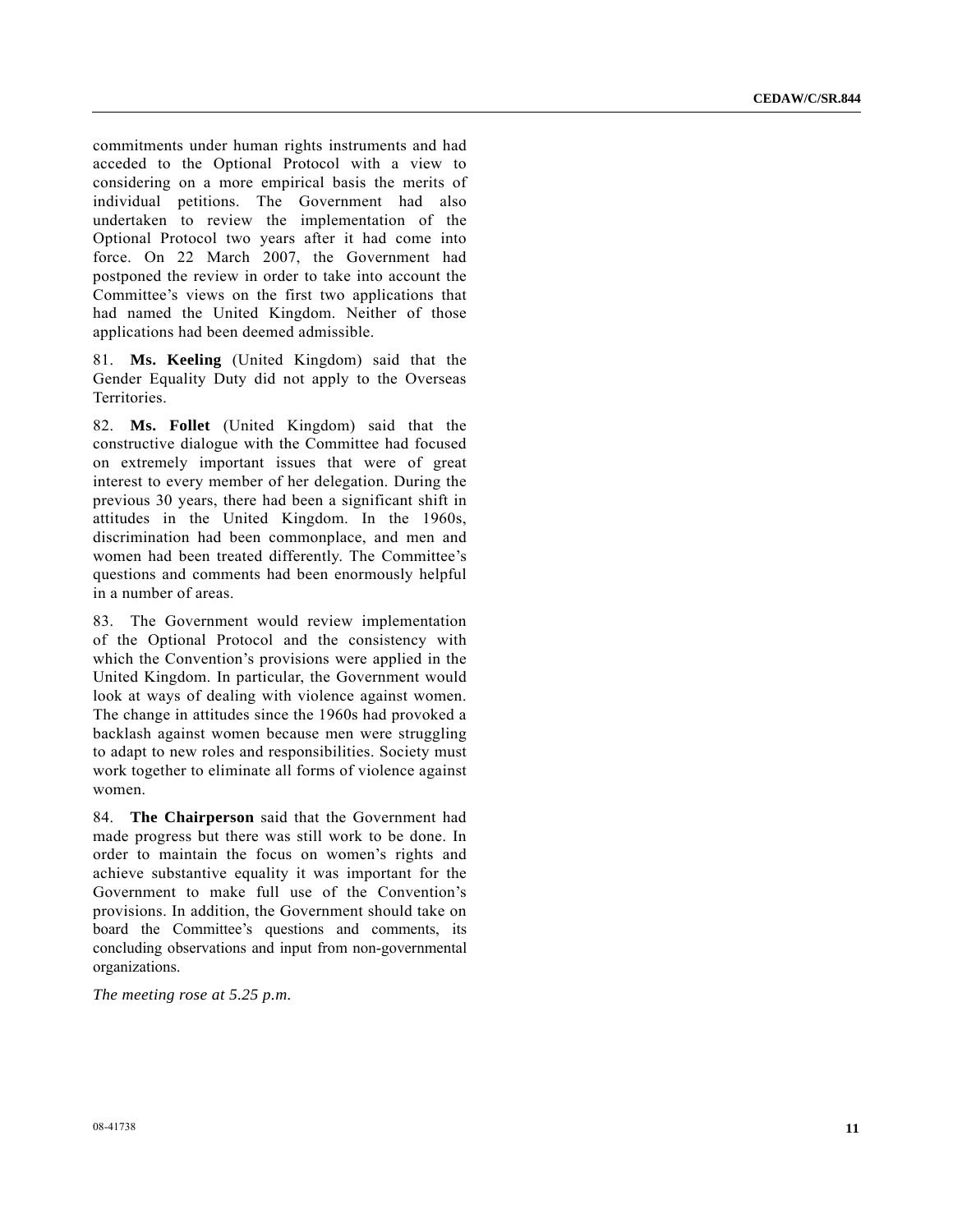commitments under human rights instruments and had acceded to the Optional Protocol with a view to considering on a more empirical basis the merits of individual petitions. The Government had also undertaken to review the implementation of the Optional Protocol two years after it had come into force. On 22 March 2007, the Government had postponed the review in order to take into account the Committee's views on the first two applications that had named the United Kingdom. Neither of those applications had been deemed admissible.

81. **Ms. Keeling** (United Kingdom) said that the Gender Equality Duty did not apply to the Overseas Territories.

82. **Ms. Follet** (United Kingdom) said that the constructive dialogue with the Committee had focused on extremely important issues that were of great interest to every member of her delegation. During the previous 30 years, there had been a significant shift in attitudes in the United Kingdom. In the 1960s, discrimination had been commonplace, and men and women had been treated differently. The Committee's questions and comments had been enormously helpful in a number of areas.

83. The Government would review implementation of the Optional Protocol and the consistency with which the Convention's provisions were applied in the United Kingdom. In particular, the Government would look at ways of dealing with violence against women. The change in attitudes since the 1960s had provoked a backlash against women because men were struggling to adapt to new roles and responsibilities. Society must work together to eliminate all forms of violence against women.

84. **The Chairperson** said that the Government had made progress but there was still work to be done. In order to maintain the focus on women's rights and achieve substantive equality it was important for the Government to make full use of the Convention's provisions. In addition, the Government should take on board the Committee's questions and comments, its concluding observations and input from non-governmental organizations.

*The meeting rose at 5.25 p.m.*